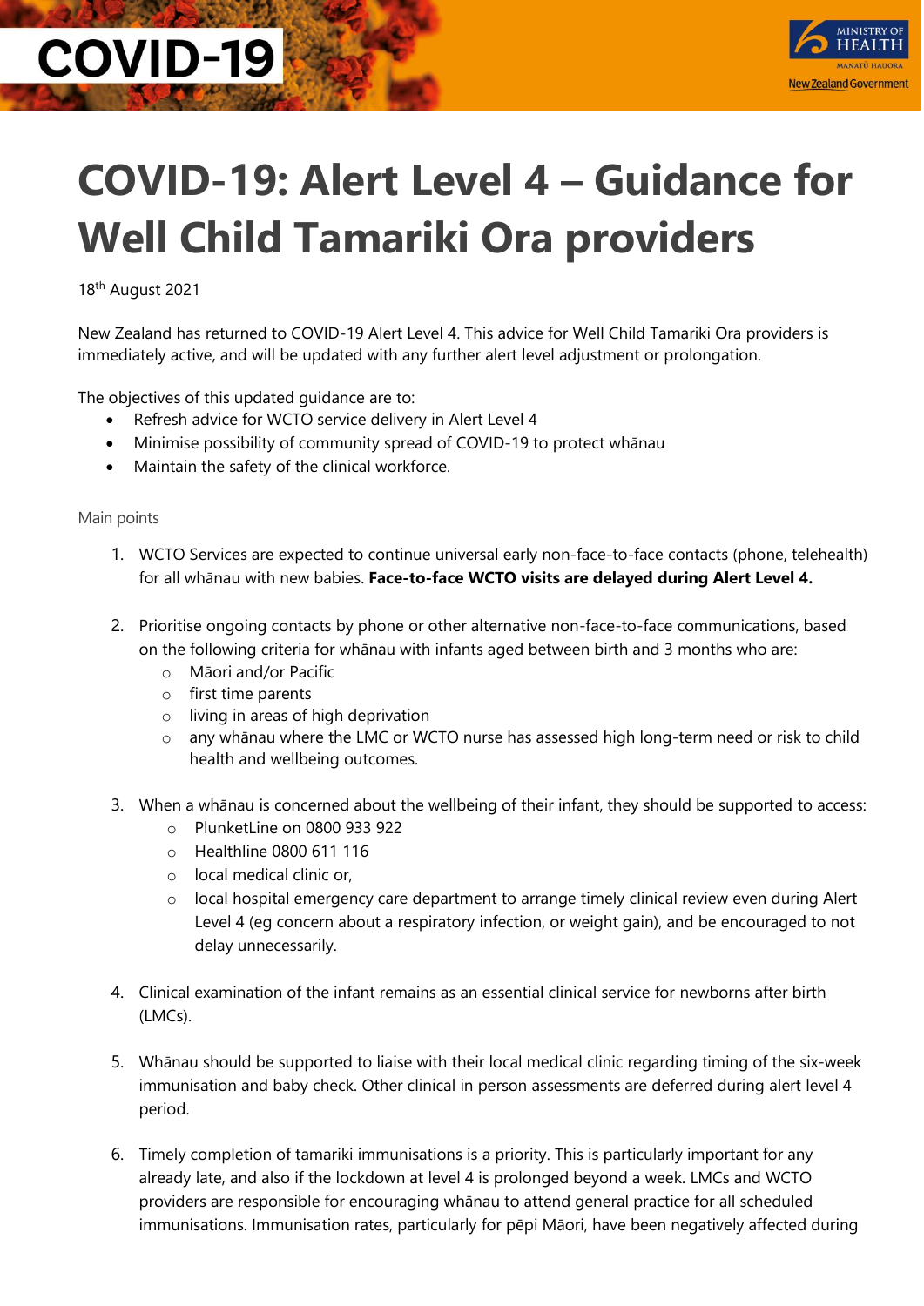# COVID-19: Alert Level 4 – Guidance for Well Child Tamariki Ora providers

18th August 2021

New Zealand has returned to COVID-19 Alert Level 4. This advice for Well Child Tamariki Ora providers is immediately active, and will be updated with any further alert level adjustment or prolongation.

The objectives of this updated guidance are to:

- Refresh advice for WCTO service delivery in Alert Level 4
- Minimise possibility of community spread of COVID-19 to protect whānau
- Maintain the safety of the clinical workforce.

## Main points

1. WCTO Services are expected to continue universal early non-face-to-face contacts (phone, telehealth) for all whānau with new babies. **Face-to-face WCTO visits are delayed during Alert Level 4.**

2. Prioritise ongoing contacts by phone or other alternative non-face-to-face communications, based on the following criteria for whānau with infants aged between birth and 3 months who are:
   - Māori and/or Pacific
   - first time parents
   - living in areas of high deprivation
   - any whānau where the LMC or WCTO nurse has assessed high long-term need or risk to child health and wellbeing outcomes.

3. When a whānau is concerned about the wellbeing of their infant, they should be supported to access:
   - PlunketLine on 0800 933 922
   - Healthline 0800 611 116
   - local medical clinic or,
   - local hospital emergency care department to arrange timely clinical review even during Alert Level 4 (eg concern about a respiratory infection, or weight gain), and be encouraged to not delay unnecessarily.

4. Clinical examination of the infant remains as an essential clinical service for newborns after birth (LMCs).

5. Whānau should be supported to liaise with their local medical clinic regarding timing of the six-week immunisation and baby check. Other clinical in person assessments are deferred during alert level 4 period.

6. Timely completion of tamariki immunisations is a priority. This is particularly important for any already late, and also if the lockdown at level 4 is prolonged beyond a week. LMCs and WCTO providers are responsible for encouraging whānau to attend general practice for all scheduled immunisations. Immunisation rates, particularly for pēpi Māori, have been negatively affected during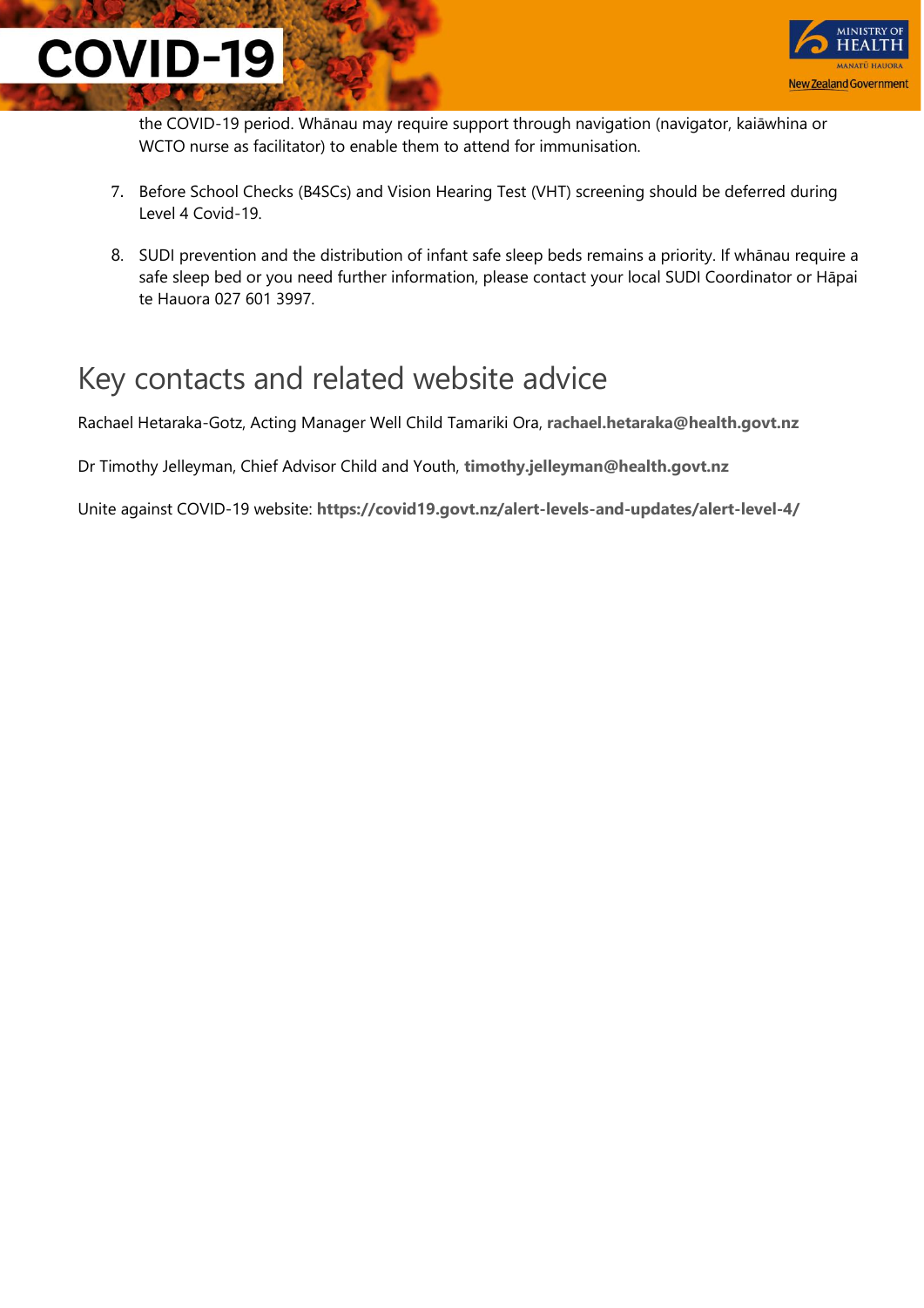the COVID-19 period. Whānau may require support through navigation (navigator, kaiāwhina or WCTO nurse as facilitator) to enable them to attend for immunisation.

7. Before School Checks (B4SCs) and Vision Hearing Test (VHT) screening should be deferred during Level 4 Covid-19.

8. SUDI prevention and the distribution of infant safe sleep beds remains a priority. If whānau require a safe sleep bed or you need further information, please contact your local SUDI Coordinator or Hāpai te Hauora 027 601 3997.

## Key contacts and related website advice

Rachael Hetaraka-Gotz, Acting Manager Well Child Tamariki Ora, **rachael.hetaraka@health.govt.nz**

Dr Timothy Jelleyman, Chief Advisor Child and Youth, **timothy.jelleyman@health.govt.nz**

Unite against COVID-19 website: **https://covid19.govt.nz/alert-levels-and-updates/alert-level-4/**